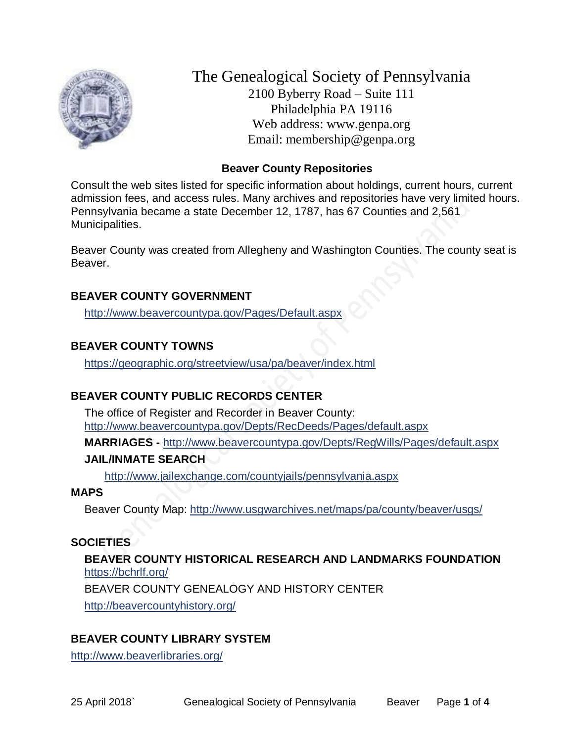# The Genealogical Society of Pennsylvania

2100 Byberry Road – Suite 111
Philadelphia PA 19116
Web address: www.genpa.org
Email: membership@genpa.org

## Beaver County Repositories

Consult the web sites listed for specific information about holdings, current hours, current admission fees, and access rules. Many archives and repositories have very limited hours. Pennsylvania became a state December 12, 1787, has 67 Counties and 2,561 Municipalities.

Beaver County was created from Allegheny and Washington Counties. The county seat is Beaver.

### BEAVER COUNTY GOVERNMENT

http://www.beavercountypa.gov/Pages/Default.aspx

### BEAVER COUNTY TOWNS

https://geographic.org/streetview/usa/pa/beaver/index.html

### BEAVER COUNTY PUBLIC RECORDS CENTER

The office of Register and Recorder in Beaver County:
http://www.beavercountypa.gov/Depts/RecDeeds/Pages/default.aspx

**MARRIAGES -** http://www.beavercountypa.gov/Depts/RegWills/Pages/default.aspx

**JAIL/INMATE SEARCH**

http://www.jailexchange.com/countyjails/pennsylvania.aspx

### MAPS

Beaver County Map: http://www.usgwarchives.net/maps/pa/county/beaver/usgs/

### SOCIETIES

**BEAVER COUNTY HISTORICAL RESEARCH AND LANDMARKS FOUNDATION**
https://bchrlf.org/

BEAVER COUNTY GENEALOGY AND HISTORY CENTER

http://beavercountyhistory.org/

### BEAVER COUNTY LIBRARY SYSTEM

http://www.beaverlibraries.org/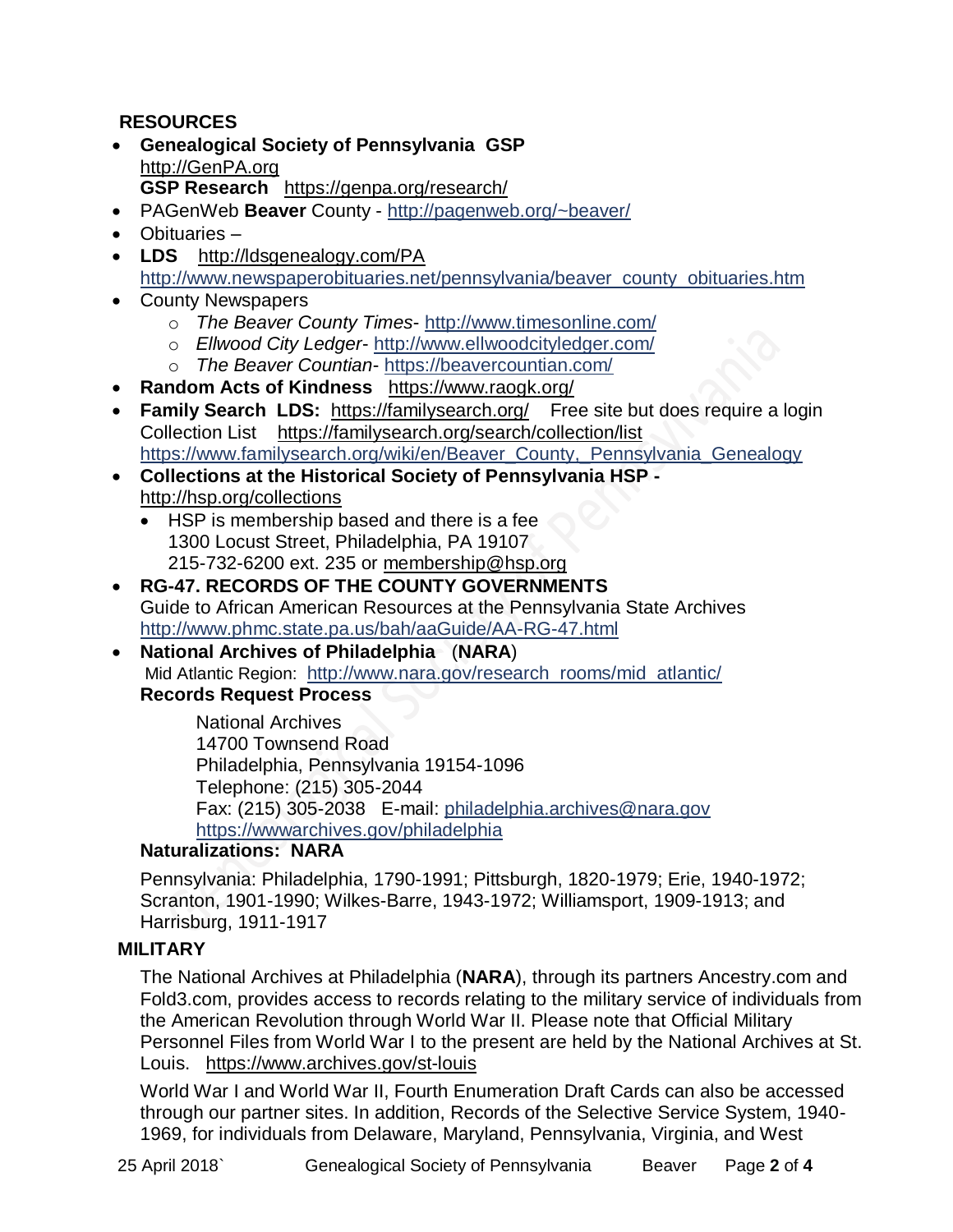## RESOURCES

- **Genealogical Society of Pennsylvania GSP**
  http://GenPA.org
  **GSP Research** https://genpa.org/research/
- PAGenWeb **Beaver** County - http://pagenweb.org/~beaver/
- Obituaries –
- **LDS** http://ldsgenealogy.com/PA
  http://www.newspaperobituaries.net/pennsylvania/beaver_county_obituaries.htm
- County Newspapers
  - *The Beaver County Times*- http://www.timesonline.com/
  - *Ellwood City Ledger*- http://www.ellwoodcityledger.com/
  - *The Beaver Countian*- https://beavercountian.com/
- **Random Acts of Kindness** https://www.raogk.org/
- **Family Search LDS:** https://familysearch.org/ Free site but does require a login
  Collection List https://familysearch.org/search/collection/list
  https://www.familysearch.org/wiki/en/Beaver_County,_Pennsylvania_Genealogy
- **Collections at the Historical Society of Pennsylvania HSP -**
  http://hsp.org/collections
  - HSP is membership based and there is a fee
    1300 Locust Street, Philadelphia, PA 19107
    215-732-6200 ext. 235 or membership@hsp.org
- **RG-47. RECORDS OF THE COUNTY GOVERNMENTS**
  Guide to African American Resources at the Pennsylvania State Archives
  http://www.phmc.state.pa.us/bah/aaGuide/AA-RG-47.html
- **National Archives of Philadelphia** (**NARA**)
  Mid Atlantic Region: http://www.nara.gov/research_rooms/mid_atlantic/
  **Records Request Process**

  National Archives
  14700 Townsend Road
  Philadelphia, Pennsylvania 19154-1096
  Telephone: (215) 305-2044
  Fax: (215) 305-2038 E-mail: philadelphia.archives@nara.gov
  https://wwwarchives.gov/philadelphia

  **Naturalizations: NARA**

  Pennsylvania: Philadelphia, 1790-1991; Pittsburgh, 1820-1979; Erie, 1940-1972; Scranton, 1901-1990; Wilkes-Barre, 1943-1972; Williamsport, 1909-1913; and Harrisburg, 1911-1917

## MILITARY

The National Archives at Philadelphia (**NARA**), through its partners Ancestry.com and Fold3.com, provides access to records relating to the military service of individuals from the American Revolution through World War II. Please note that Official Military Personnel Files from World War I to the present are held by the National Archives at St. Louis. https://www.archives.gov/st-louis

World War I and World War II, Fourth Enumeration Draft Cards can also be accessed through our partner sites. In addition, Records of the Selective Service System, 1940-1969, for individuals from Delaware, Maryland, Pennsylvania, Virginia, and West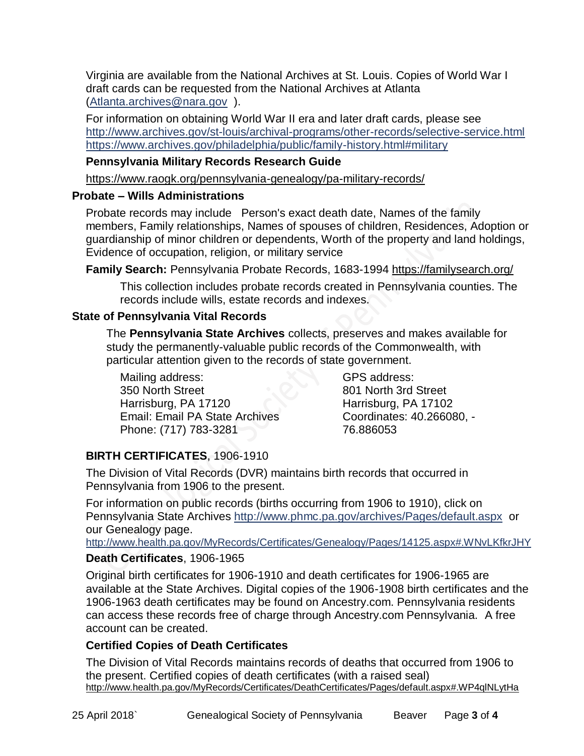Virginia are available from the National Archives at St. Louis. Copies of World War I draft cards can be requested from the National Archives at Atlanta (Atlanta.archives@nara.gov ).

For information on obtaining World War II era and later draft cards, please see
http://www.archives.gov/st-louis/archival-programs/other-records/selective-service.html
https://www.archives.gov/philadelphia/public/family-history.html#military

**Pennsylvania Military Records Research Guide**

https://www.raogk.org/pennsylvania-genealogy/pa-military-records/

## Probate – Wills Administrations

Probate records may include Person's exact death date, Names of the family members, Family relationships, Names of spouses of children, Residences, Adoption or guardianship of minor children or dependents, Worth of the property and land holdings, Evidence of occupation, religion, or military service

**Family Search:** Pennsylvania Probate Records, 1683-1994 https://familysearch.org/

This collection includes probate records created in Pennsylvania counties. The records include wills, estate records and indexes.

## State of Pennsylvania Vital Records

The **Pennsylvania State Archives** collects, preserves and makes available for study the permanently-valuable public records of the Commonwealth, with particular attention given to the records of state government.

Mailing address:
350 North Street
Harrisburg, PA 17120
Email: Email PA State Archives
Phone: (717) 783-3281

GPS address:
801 North 3rd Street
Harrisburg, PA 17102
Coordinates: 40.266080, -76.886053

**BIRTH CERTIFICATES**, 1906-1910

The Division of Vital Records (DVR) maintains birth records that occurred in Pennsylvania from 1906 to the present.

For information on public records (births occurring from 1906 to 1910), click on Pennsylvania State Archives http://www.phmc.pa.gov/archives/Pages/default.aspx or our Genealogy page.
http://www.health.pa.gov/MyRecords/Certificates/Genealogy/Pages/14125.aspx#.WNvLKfkrJHY

**Death Certificates**, 1906-1965

Original birth certificates for 1906-1910 and death certificates for 1906-1965 are available at the State Archives. Digital copies of the 1906-1908 birth certificates and the 1906-1963 death certificates may be found on Ancestry.com. Pennsylvania residents can access these records free of charge through Ancestry.com Pennsylvania. A free account can be created.

**Certified Copies of Death Certificates**

The Division of Vital Records maintains records of deaths that occurred from 1906 to the present. Certified copies of death certificates (with a raised seal)
http://www.health.pa.gov/MyRecords/Certificates/DeathCertificates/Pages/default.aspx#.WP4qlNLytHa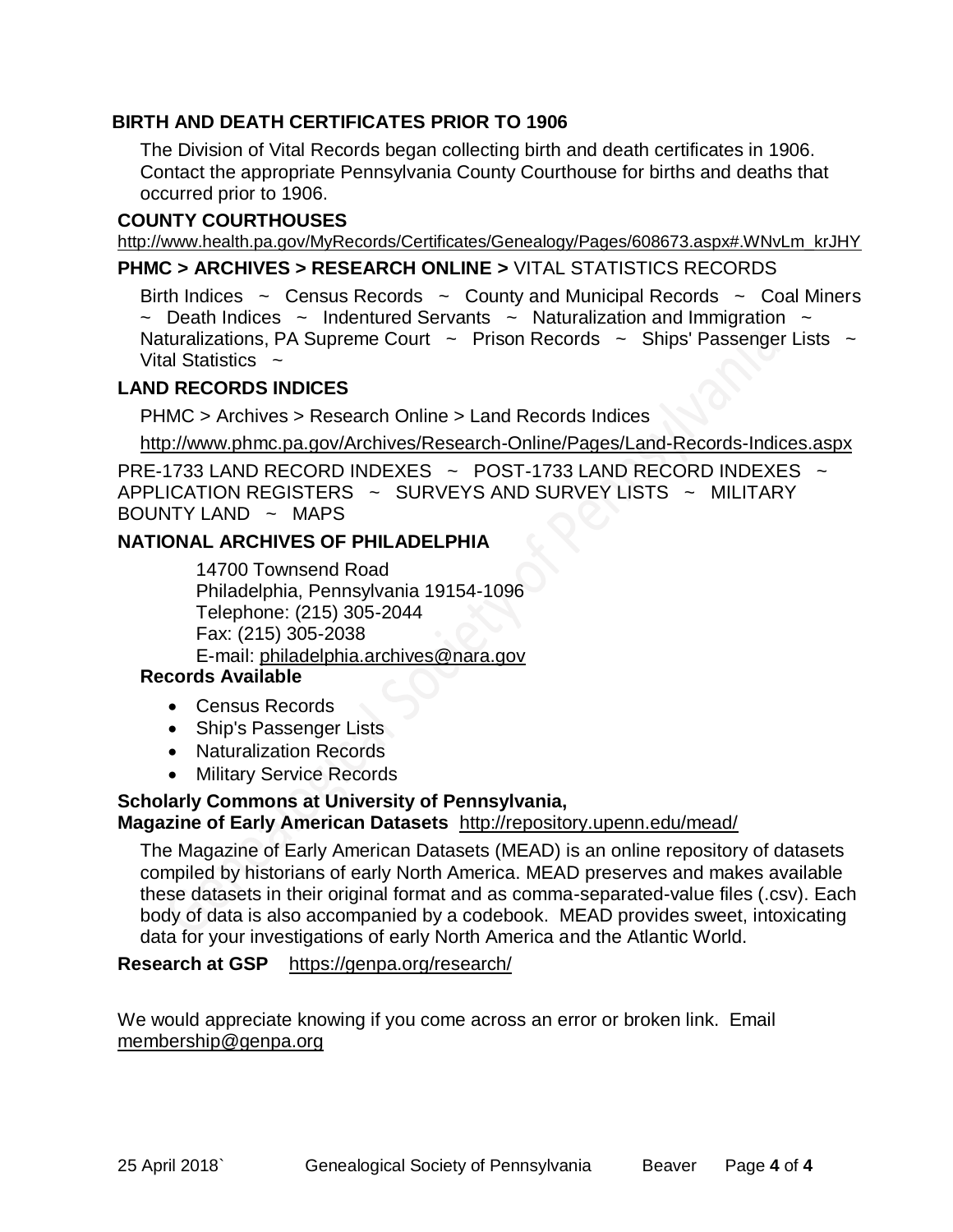## BIRTH AND DEATH CERTIFICATES PRIOR TO 1906

The Division of Vital Records began collecting birth and death certificates in 1906. Contact the appropriate Pennsylvania County Courthouse for births and deaths that occurred prior to 1906.

## COUNTY COURTHOUSES

http://www.health.pa.gov/MyRecords/Certificates/Genealogy/Pages/608673.aspx#.WNvLm_krJHY

## PHMC > ARCHIVES > RESEARCH ONLINE > VITAL STATISTICS RECORDS

Birth Indices ~ Census Records ~ County and Municipal Records ~ Coal Miners ~ Death Indices ~ Indentured Servants ~ Naturalization and Immigration ~ Naturalizations, PA Supreme Court ~ Prison Records ~ Ships' Passenger Lists ~ Vital Statistics ~

## LAND RECORDS INDICES

PHMC > Archives > Research Online > Land Records Indices

http://www.phmc.pa.gov/Archives/Research-Online/Pages/Land-Records-Indices.aspx

PRE-1733 LAND RECORD INDEXES ~ POST-1733 LAND RECORD INDEXES ~ APPLICATION REGISTERS ~ SURVEYS AND SURVEY LISTS ~ MILITARY BOUNTY LAND ~ MAPS

## NATIONAL ARCHIVES OF PHILADELPHIA

14700 Townsend Road
Philadelphia, Pennsylvania 19154-1096
Telephone: (215) 305-2044
Fax: (215) 305-2038
E-mail: philadelphia.archives@nara.gov

### Records Available

- Census Records
- Ship's Passenger Lists
- Naturalization Records
- Military Service Records

**Scholarly Commons at University of Pennsylvania,**
**Magazine of Early American Datasets** http://repository.upenn.edu/mead/

The Magazine of Early American Datasets (MEAD) is an online repository of datasets compiled by historians of early North America. MEAD preserves and makes available these datasets in their original format and as comma-separated-value files (.csv). Each body of data is also accompanied by a codebook. MEAD provides sweet, intoxicating data for your investigations of early North America and the Atlantic World.

**Research at GSP** https://genpa.org/research/

We would appreciate knowing if you come across an error or broken link. Email membership@genpa.org